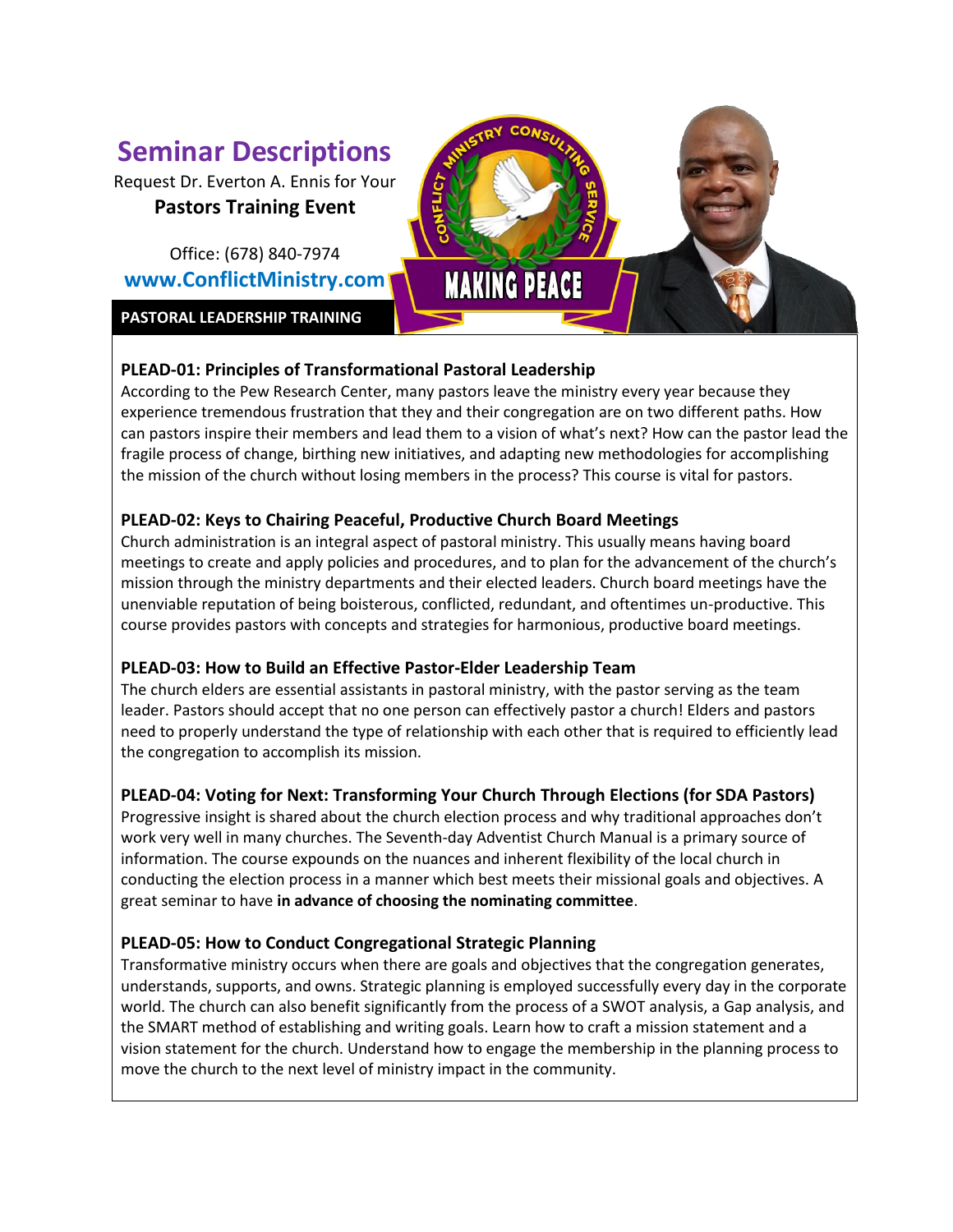# Seminar Descriptions

Request Dr. Everton A. Ennis for Your

**Pastors Training Event**

Office: (678) 840-7974

**www.ConflictMinistry.com**

CONFLICT MINISTRY CONSULTING SERVICE

MAKING PEACE

**PASTORAL LEADERSHIP TRAINING**

### PLEAD-01: Principles of Transformational Pastoral Leadership

According to the Pew Research Center, many pastors leave the ministry every year because they experience tremendous frustration that they and their congregation are on two different paths. How can pastors inspire their members and lead them to a vision of what's next? How can the pastor lead the fragile process of change, birthing new initiatives, and adapting new methodologies for accomplishing the mission of the church without losing members in the process? This course is vital for pastors.

### PLEAD-02: Keys to Chairing Peaceful, Productive Church Board Meetings

Church administration is an integral aspect of pastoral ministry. This usually means having board meetings to create and apply policies and procedures, and to plan for the advancement of the church's mission through the ministry departments and their elected leaders. Church board meetings have the unenviable reputation of being boisterous, conflicted, redundant, and oftentimes un-productive. This course provides pastors with concepts and strategies for harmonious, productive board meetings.

### PLEAD-03: How to Build an Effective Pastor-Elder Leadership Team

The church elders are essential assistants in pastoral ministry, with the pastor serving as the team leader. Pastors should accept that no one person can effectively pastor a church! Elders and pastors need to properly understand the type of relationship with each other that is required to efficiently lead the congregation to accomplish its mission.

### PLEAD-04: Voting for Next: Transforming Your Church Through Elections (for SDA Pastors)

Progressive insight is shared about the church election process and why traditional approaches don't work very well in many churches. The Seventh-day Adventist Church Manual is a primary source of information. The course expounds on the nuances and inherent flexibility of the local church in conducting the election process in a manner which best meets their missional goals and objectives. A great seminar to have **in advance of choosing the nominating committee**.

### PLEAD-05: How to Conduct Congregational Strategic Planning

Transformative ministry occurs when there are goals and objectives that the congregation generates, understands, supports, and owns. Strategic planning is employed successfully every day in the corporate world. The church can also benefit significantly from the process of a SWOT analysis, a Gap analysis, and the SMART method of establishing and writing goals. Learn how to craft a mission statement and a vision statement for the church. Understand how to engage the membership in the planning process to move the church to the next level of ministry impact in the community.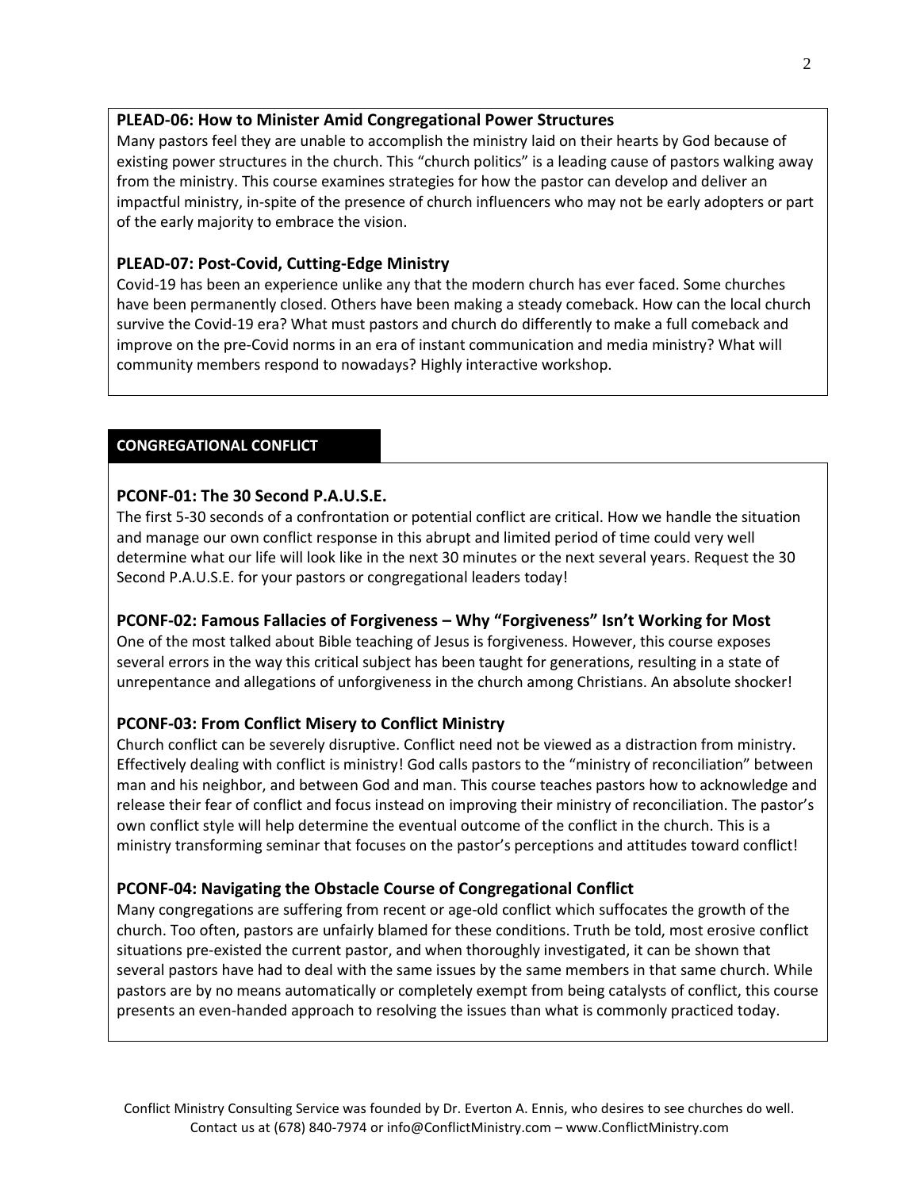**PLEAD-06: How to Minister Amid Congregational Power Structures**

Many pastors feel they are unable to accomplish the ministry laid on their hearts by God because of existing power structures in the church. This "church politics" is a leading cause of pastors walking away from the ministry. This course examines strategies for how the pastor can develop and deliver an impactful ministry, in-spite of the presence of church influencers who may not be early adopters or part of the early majority to embrace the vision.

**PLEAD-07: Post-Covid, Cutting-Edge Ministry**

Covid-19 has been an experience unlike any that the modern church has ever faced. Some churches have been permanently closed. Others have been making a steady comeback. How can the local church survive the Covid-19 era? What must pastors and church do differently to make a full comeback and improve on the pre-Covid norms in an era of instant communication and media ministry? What will community members respond to nowadays? Highly interactive workshop.

## CONGREGATIONAL CONFLICT

**PCONF-01: The 30 Second P.A.U.S.E.**

The first 5-30 seconds of a confrontation or potential conflict are critical. How we handle the situation and manage our own conflict response in this abrupt and limited period of time could very well determine what our life will look like in the next 30 minutes or the next several years. Request the 30 Second P.A.U.S.E. for your pastors or congregational leaders today!

**PCONF-02: Famous Fallacies of Forgiveness – Why "Forgiveness" Isn't Working for Most**

One of the most talked about Bible teaching of Jesus is forgiveness. However, this course exposes several errors in the way this critical subject has been taught for generations, resulting in a state of unrepentance and allegations of unforgiveness in the church among Christians. An absolute shocker!

**PCONF-03: From Conflict Misery to Conflict Ministry**

Church conflict can be severely disruptive. Conflict need not be viewed as a distraction from ministry. Effectively dealing with conflict is ministry! God calls pastors to the "ministry of reconciliation" between man and his neighbor, and between God and man. This course teaches pastors how to acknowledge and release their fear of conflict and focus instead on improving their ministry of reconciliation. The pastor's own conflict style will help determine the eventual outcome of the conflict in the church. This is a ministry transforming seminar that focuses on the pastor's perceptions and attitudes toward conflict!

**PCONF-04: Navigating the Obstacle Course of Congregational Conflict**

Many congregations are suffering from recent or age-old conflict which suffocates the growth of the church. Too often, pastors are unfairly blamed for these conditions. Truth be told, most erosive conflict situations pre-existed the current pastor, and when thoroughly investigated, it can be shown that several pastors have had to deal with the same issues by the same members in that same church. While pastors are by no means automatically or completely exempt from being catalysts of conflict, this course presents an even-handed approach to resolving the issues than what is commonly practiced today.

Conflict Ministry Consulting Service was founded by Dr. Everton A. Ennis, who desires to see churches do well. Contact us at (678) 840-7974 or info@ConflictMinistry.com – www.ConflictMinistry.com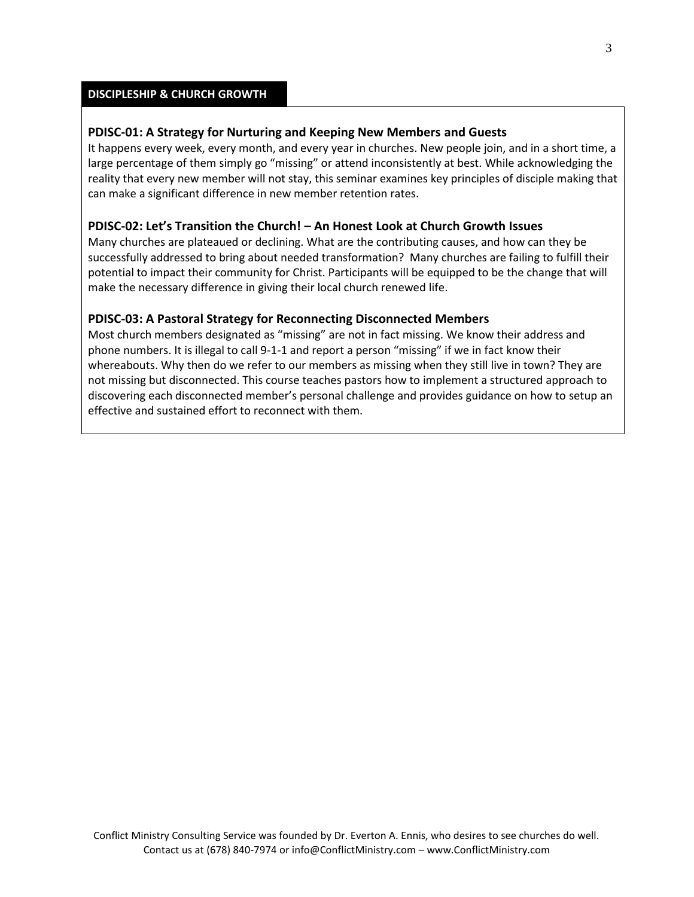## DISCIPLESHIP & CHURCH GROWTH

### PDISC-01: A Strategy for Nurturing and Keeping New Members and Guests

It happens every week, every month, and every year in churches. New people join, and in a short time, a large percentage of them simply go "missing" or attend inconsistently at best. While acknowledging the reality that every new member will not stay, this seminar examines key principles of disciple making that can make a significant difference in new member retention rates.

### PDISC-02: Let's Transition the Church! – An Honest Look at Church Growth Issues

Many churches are plateaued or declining. What are the contributing causes, and how can they be successfully addressed to bring about needed transformation? Many churches are failing to fulfill their potential to impact their community for Christ. Participants will be equipped to be the change that will make the necessary difference in giving their local church renewed life.

### PDISC-03: A Pastoral Strategy for Reconnecting Disconnected Members

Most church members designated as "missing" are not in fact missing. We know their address and phone numbers. It is illegal to call 9-1-1 and report a person "missing" if we in fact know their whereabouts. Why then do we refer to our members as missing when they still live in town? They are not missing but disconnected. This course teaches pastors how to implement a structured approach to discovering each disconnected member's personal challenge and provides guidance on how to setup an effective and sustained effort to reconnect with them.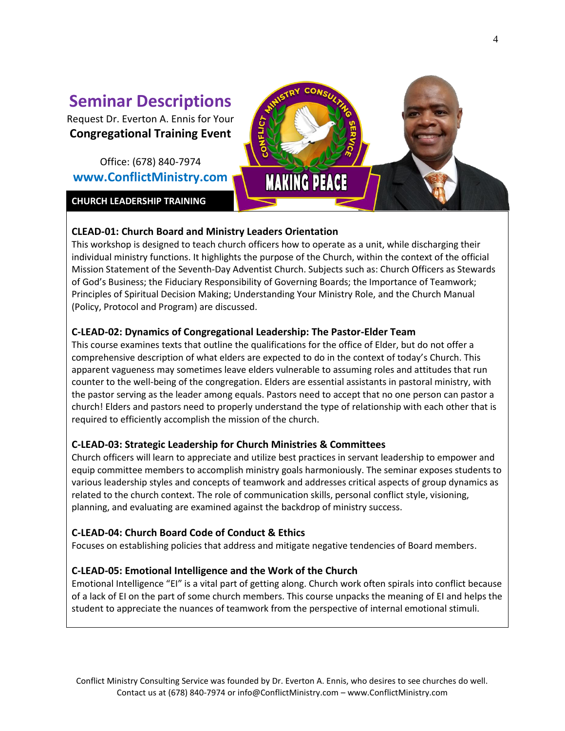## Seminar Descriptions

Request Dr. Everton A. Ennis for Your

**Congregational Training Event**

Office: (678) 840-7974

**www.ConflictMinistry.com**

**CHURCH LEADERSHIP TRAINING**

### CLEAD-01: Church Board and Ministry Leaders Orientation

This workshop is designed to teach church officers how to operate as a unit, while discharging their individual ministry functions. It highlights the purpose of the Church, within the context of the official Mission Statement of the Seventh-Day Adventist Church. Subjects such as: Church Officers as Stewards of God's Business; the Fiduciary Responsibility of Governing Boards; the Importance of Teamwork; Principles of Spiritual Decision Making; Understanding Your Ministry Role, and the Church Manual (Policy, Protocol and Program) are discussed.

### C-LEAD-02: Dynamics of Congregational Leadership: The Pastor-Elder Team

This course examines texts that outline the qualifications for the office of Elder, but do not offer a comprehensive description of what elders are expected to do in the context of today's Church. This apparent vagueness may sometimes leave elders vulnerable to assuming roles and attitudes that run counter to the well-being of the congregation. Elders are essential assistants in pastoral ministry, with the pastor serving as the leader among equals. Pastors need to accept that no one person can pastor a church! Elders and pastors need to properly understand the type of relationship with each other that is required to efficiently accomplish the mission of the church.

### C-LEAD-03: Strategic Leadership for Church Ministries & Committees

Church officers will learn to appreciate and utilize best practices in servant leadership to empower and equip committee members to accomplish ministry goals harmoniously. The seminar exposes students to various leadership styles and concepts of teamwork and addresses critical aspects of group dynamics as related to the church context. The role of communication skills, personal conflict style, visioning, planning, and evaluating are examined against the backdrop of ministry success.

### C-LEAD-04: Church Board Code of Conduct & Ethics

Focuses on establishing policies that address and mitigate negative tendencies of Board members.

### C-LEAD-05: Emotional Intelligence and the Work of the Church

Emotional Intelligence "EI" is a vital part of getting along. Church work often spirals into conflict because of a lack of EI on the part of some church members. This course unpacks the meaning of EI and helps the student to appreciate the nuances of teamwork from the perspective of internal emotional stimuli.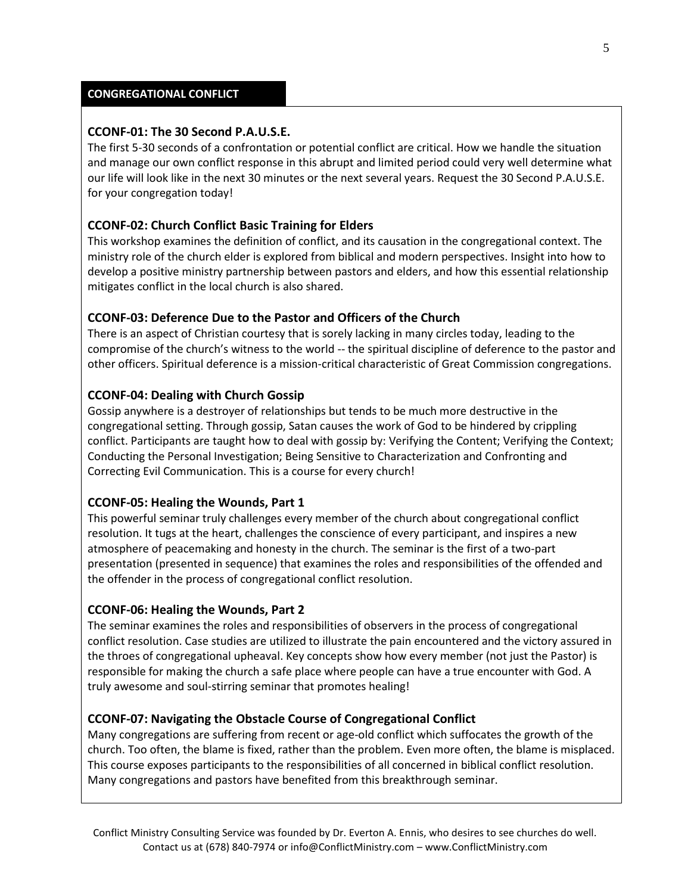## CONGREGATIONAL CONFLICT

### CCONF-01: The 30 Second P.A.U.S.E.

The first 5-30 seconds of a confrontation or potential conflict are critical. How we handle the situation and manage our own conflict response in this abrupt and limited period could very well determine what our life will look like in the next 30 minutes or the next several years. Request the 30 Second P.A.U.S.E. for your congregation today!

### CCONF-02: Church Conflict Basic Training for Elders

This workshop examines the definition of conflict, and its causation in the congregational context. The ministry role of the church elder is explored from biblical and modern perspectives. Insight into how to develop a positive ministry partnership between pastors and elders, and how this essential relationship mitigates conflict in the local church is also shared.

### CCONF-03: Deference Due to the Pastor and Officers of the Church

There is an aspect of Christian courtesy that is sorely lacking in many circles today, leading to the compromise of the church's witness to the world -- the spiritual discipline of deference to the pastor and other officers. Spiritual deference is a mission-critical characteristic of Great Commission congregations.

### CCONF-04: Dealing with Church Gossip

Gossip anywhere is a destroyer of relationships but tends to be much more destructive in the congregational setting. Through gossip, Satan causes the work of God to be hindered by crippling conflict. Participants are taught how to deal with gossip by: Verifying the Content; Verifying the Context; Conducting the Personal Investigation; Being Sensitive to Characterization and Confronting and Correcting Evil Communication. This is a course for every church!

### CCONF-05: Healing the Wounds, Part 1

This powerful seminar truly challenges every member of the church about congregational conflict resolution. It tugs at the heart, challenges the conscience of every participant, and inspires a new atmosphere of peacemaking and honesty in the church. The seminar is the first of a two-part presentation (presented in sequence) that examines the roles and responsibilities of the offended and the offender in the process of congregational conflict resolution.

### CCONF-06: Healing the Wounds, Part 2

The seminar examines the roles and responsibilities of observers in the process of congregational conflict resolution. Case studies are utilized to illustrate the pain encountered and the victory assured in the throes of congregational upheaval. Key concepts show how every member (not just the Pastor) is responsible for making the church a safe place where people can have a true encounter with God. A truly awesome and soul-stirring seminar that promotes healing!

### CCONF-07: Navigating the Obstacle Course of Congregational Conflict

Many congregations are suffering from recent or age-old conflict which suffocates the growth of the church. Too often, the blame is fixed, rather than the problem. Even more often, the blame is misplaced. This course exposes participants to the responsibilities of all concerned in biblical conflict resolution. Many congregations and pastors have benefited from this breakthrough seminar.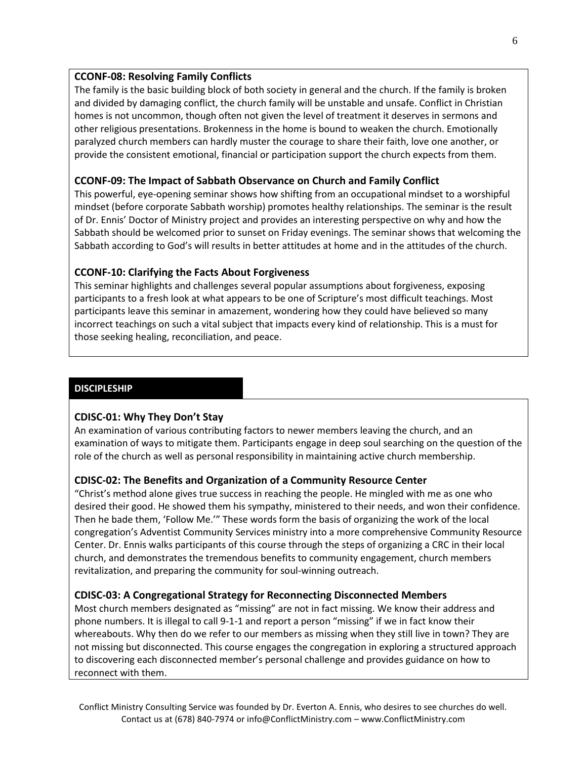### CCONF-08: Resolving Family Conflicts

The family is the basic building block of both society in general and the church. If the family is broken and divided by damaging conflict, the church family will be unstable and unsafe. Conflict in Christian homes is not uncommon, though often not given the level of treatment it deserves in sermons and other religious presentations. Brokenness in the home is bound to weaken the church. Emotionally paralyzed church members can hardly muster the courage to share their faith, love one another, or provide the consistent emotional, financial or participation support the church expects from them.

### CCONF-09: The Impact of Sabbath Observance on Church and Family Conflict

This powerful, eye-opening seminar shows how shifting from an occupational mindset to a worshipful mindset (before corporate Sabbath worship) promotes healthy relationships. The seminar is the result of Dr. Ennis' Doctor of Ministry project and provides an interesting perspective on why and how the Sabbath should be welcomed prior to sunset on Friday evenings. The seminar shows that welcoming the Sabbath according to God's will results in better attitudes at home and in the attitudes of the church.

### CCONF-10: Clarifying the Facts About Forgiveness

This seminar highlights and challenges several popular assumptions about forgiveness, exposing participants to a fresh look at what appears to be one of Scripture's most difficult teachings. Most participants leave this seminar in amazement, wondering how they could have believed so many incorrect teachings on such a vital subject that impacts every kind of relationship. This is a must for those seeking healing, reconciliation, and peace.

## DISCIPLESHIP

### CDISC-01: Why They Don't Stay

An examination of various contributing factors to newer members leaving the church, and an examination of ways to mitigate them. Participants engage in deep soul searching on the question of the role of the church as well as personal responsibility in maintaining active church membership.

### CDISC-02: The Benefits and Organization of a Community Resource Center

"Christ's method alone gives true success in reaching the people. He mingled with me as one who desired their good. He showed them his sympathy, ministered to their needs, and won their confidence. Then he bade them, 'Follow Me.'" These words form the basis of organizing the work of the local congregation's Adventist Community Services ministry into a more comprehensive Community Resource Center. Dr. Ennis walks participants of this course through the steps of organizing a CRC in their local church, and demonstrates the tremendous benefits to community engagement, church members revitalization, and preparing the community for soul-winning outreach.

### CDISC-03: A Congregational Strategy for Reconnecting Disconnected Members

Most church members designated as "missing" are not in fact missing. We know their address and phone numbers. It is illegal to call 9-1-1 and report a person "missing" if we in fact know their whereabouts. Why then do we refer to our members as missing when they still live in town? They are not missing but disconnected. This course engages the congregation in exploring a structured approach to discovering each disconnected member's personal challenge and provides guidance on how to reconnect with them.

Conflict Ministry Consulting Service was founded by Dr. Everton A. Ennis, who desires to see churches do well. Contact us at (678) 840-7974 or info@ConflictMinistry.com – www.ConflictMinistry.com